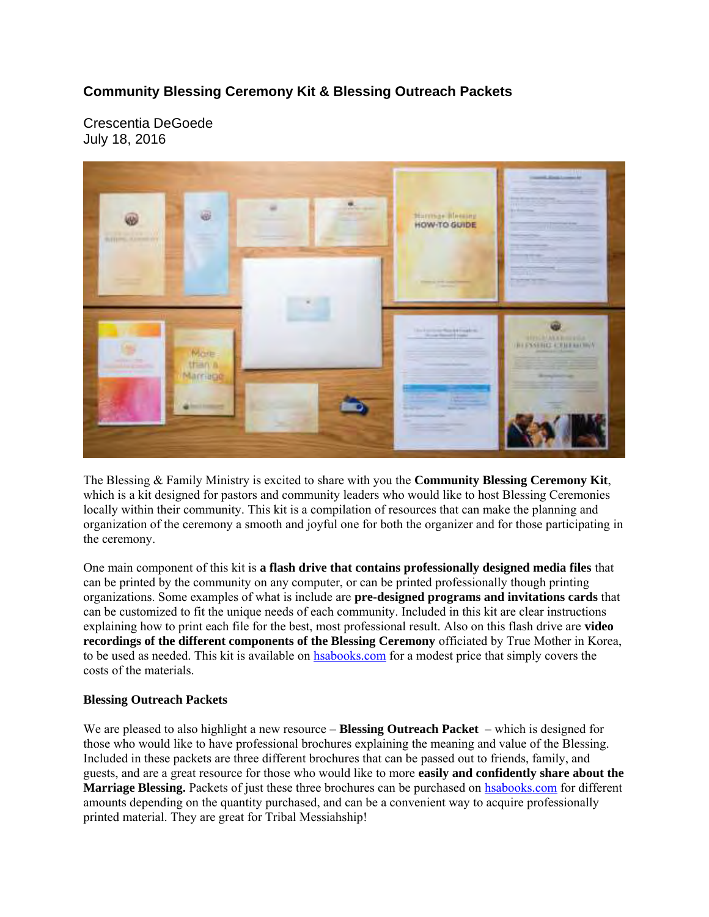# Community Blessing Ceremony Kit & Blessing Outreach Packets

Crescentia DeGoede
July 18, 2016

The Blessing & Family Ministry is excited to share with you the **Community Blessing Ceremony Kit**, which is a kit designed for pastors and community leaders who would like to host Blessing Ceremonies locally within their community. This kit is a compilation of resources that can make the planning and organization of the ceremony a smooth and joyful one for both the organizer and for those participating in the ceremony.

One main component of this kit is **a flash drive that contains professionally designed media files** that can be printed by the community on any computer, or can be printed professionally though printing organizations. Some examples of what is include are **pre-designed programs and invitations cards** that can be customized to fit the unique needs of each community. Included in this kit are clear instructions explaining how to print each file for the best, most professional result. Also on this flash drive are **video recordings of the different components of the Blessing Ceremony** officiated by True Mother in Korea, to be used as needed. This kit is available on hsabooks.com for a modest price that simply covers the costs of the materials.

**Blessing Outreach Packets**

We are pleased to also highlight a new resource – **Blessing Outreach Packet** – which is designed for those who would like to have professional brochures explaining the meaning and value of the Blessing. Included in these packets are three different brochures that can be passed out to friends, family, and guests, and are a great resource for those who would like to more **easily and confidently share about the Marriage Blessing.** Packets of just these three brochures can be purchased on hsabooks.com for different amounts depending on the quantity purchased, and can be a convenient way to acquire professionally printed material. They are great for Tribal Messiahship!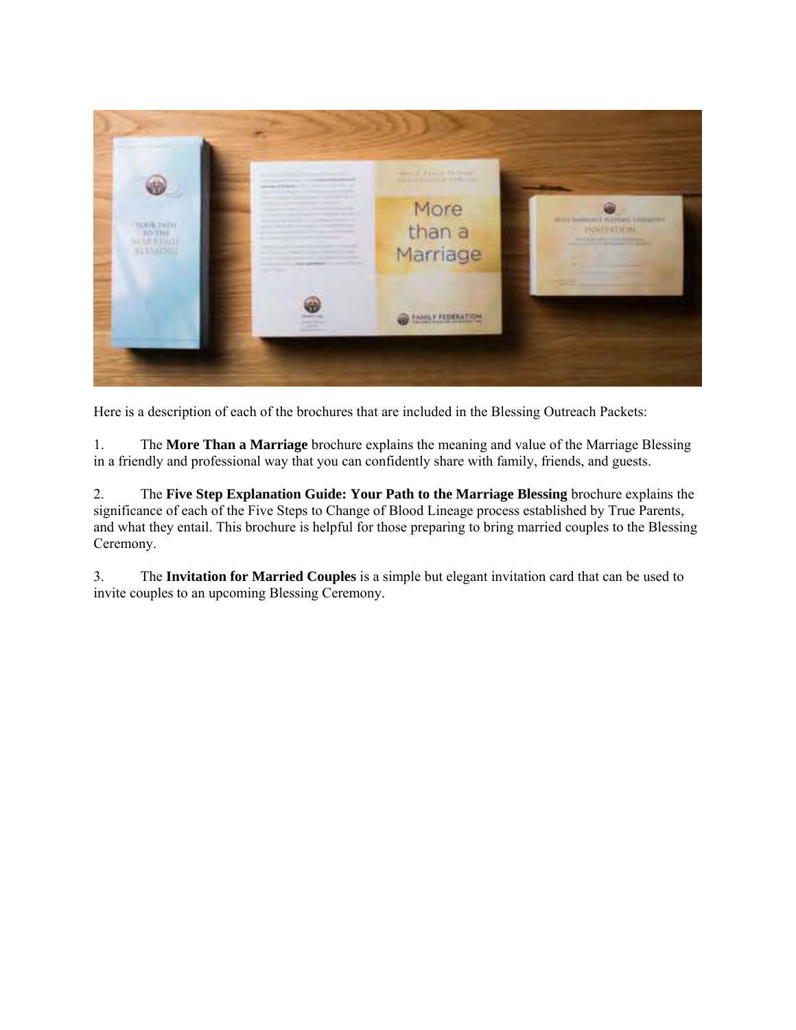Here is a description of each of the brochures that are included in the Blessing Outreach Packets:

1. The **More Than a Marriage** brochure explains the meaning and value of the Marriage Blessing in a friendly and professional way that you can confidently share with family, friends, and guests.

2. The **Five Step Explanation Guide: Your Path to the Marriage Blessing** brochure explains the significance of each of the Five Steps to Change of Blood Lineage process established by True Parents, and what they entail. This brochure is helpful for those preparing to bring married couples to the Blessing Ceremony.

3. The **Invitation for Married Couples** is a simple but elegant invitation card that can be used to invite couples to an upcoming Blessing Ceremony.